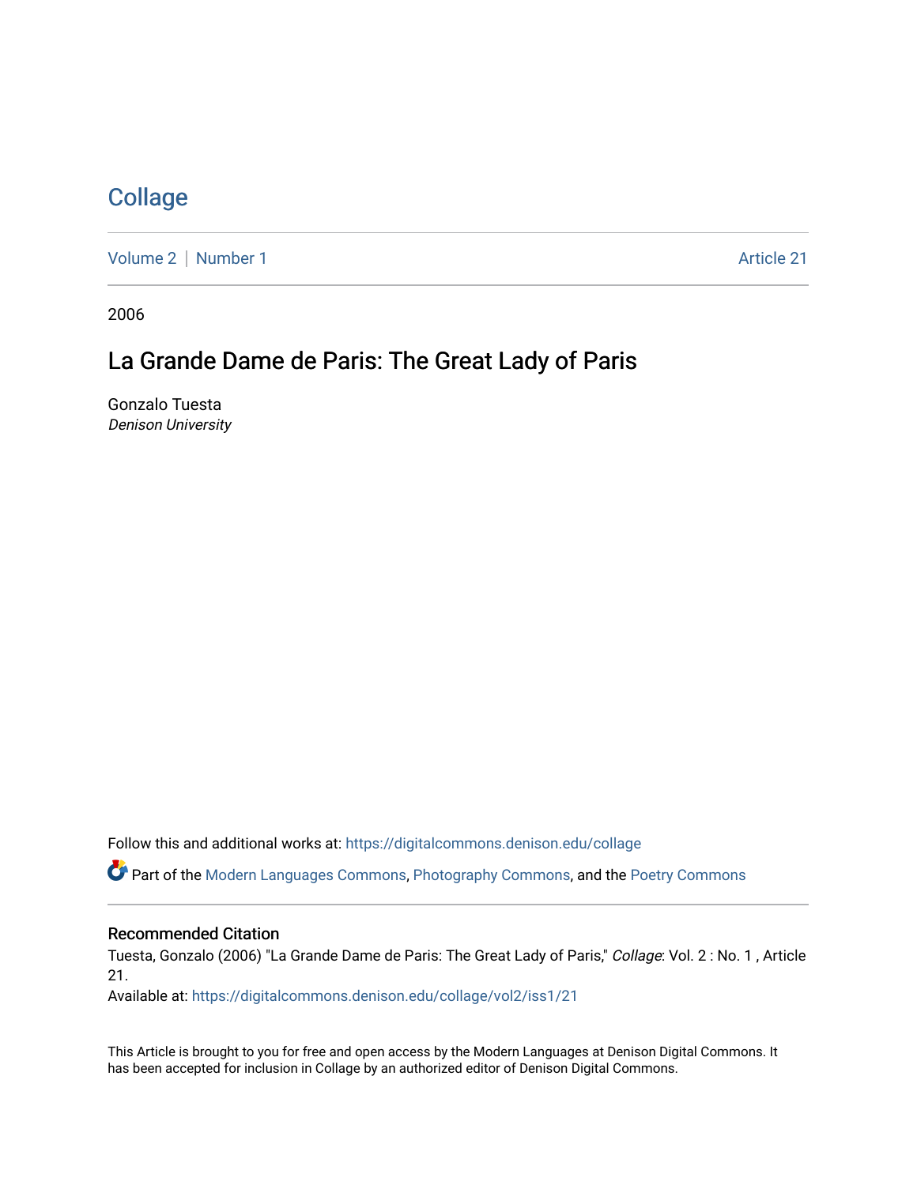# Collage

Volume 2 | Number 1 Article 21

2006

## La Grande Dame de Paris: The Great Lady of Paris

Gonzalo Tuesta
*Denison University*

Follow this and additional works at: https://digitalcommons.denison.edu/collage

Part of the Modern Languages Commons, Photography Commons, and the Poetry Commons

### Recommended Citation

Tuesta, Gonzalo (2006) "La Grande Dame de Paris: The Great Lady of Paris," *Collage*: Vol. 2 : No. 1 , Article 21.
Available at: https://digitalcommons.denison.edu/collage/vol2/iss1/21

This Article is brought to you for free and open access by the Modern Languages at Denison Digital Commons. It has been accepted for inclusion in Collage by an authorized editor of Denison Digital Commons.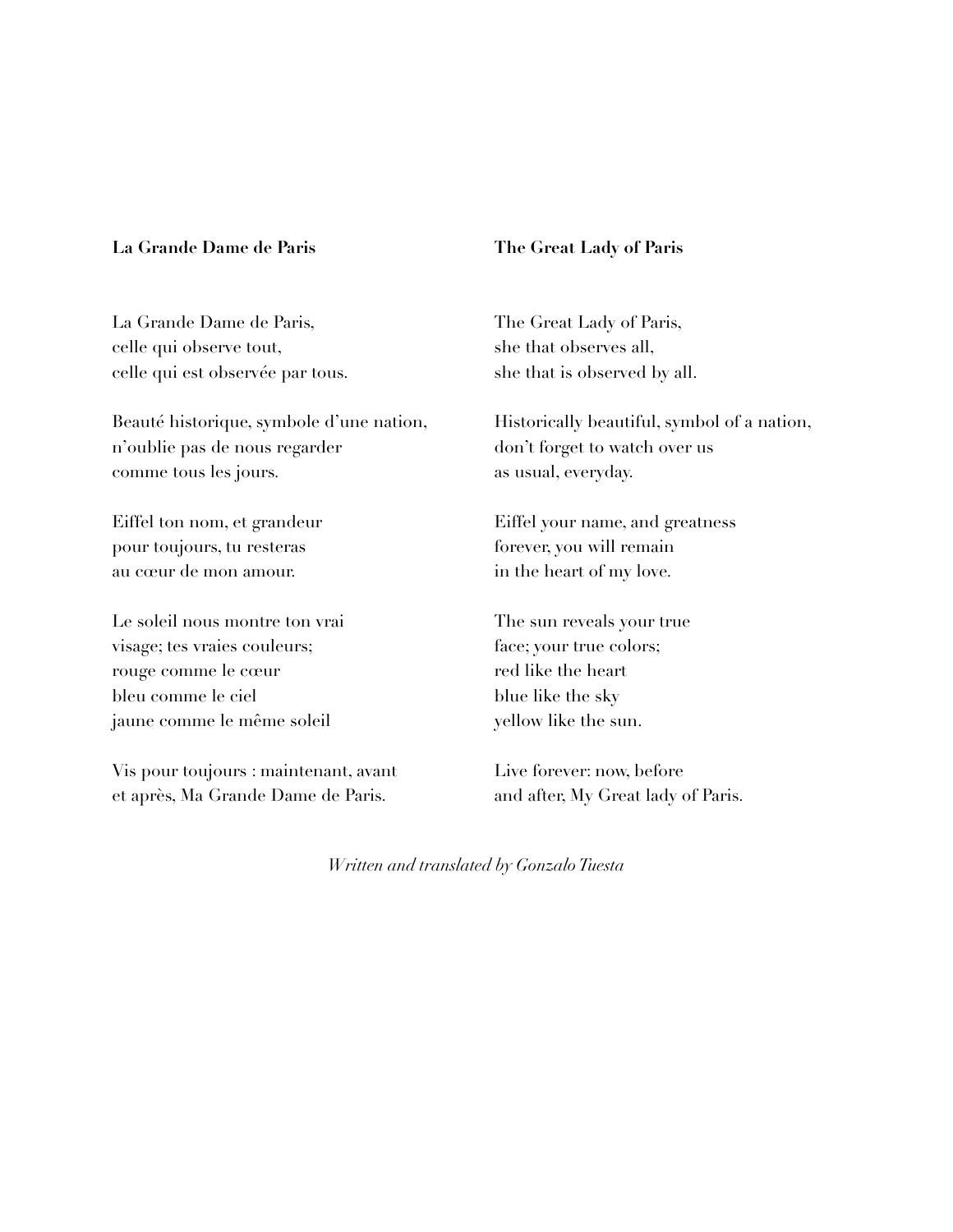## La Grande Dame de Paris

La Grande Dame de Paris,
celle qui observe tout,
celle qui est observée par tous.

Beauté historique, symbole d'une nation,
n'oublie pas de nous regarder
comme tous les jours.

Eiffel ton nom, et grandeur
pour toujours, tu resteras
au cœur de mon amour.

Le soleil nous montre ton vrai
visage; tes vraies couleurs;
rouge comme le cœur
bleu comme le ciel
jaune comme le même soleil

Vis pour toujours : maintenant, avant
et après, Ma Grande Dame de Paris.

## The Great Lady of Paris

The Great Lady of Paris,
she that observes all,
she that is observed by all.

Historically beautiful, symbol of a nation,
don't forget to watch over us
as usual, everyday.

Eiffel your name, and greatness
forever, you will remain
in the heart of my love.

The sun reveals your true
face; your true colors;
red like the heart
blue like the sky
yellow like the sun.

Live forever: now, before
and after, My Great lady of Paris.

*Written and translated by Gonzalo Tuesta*